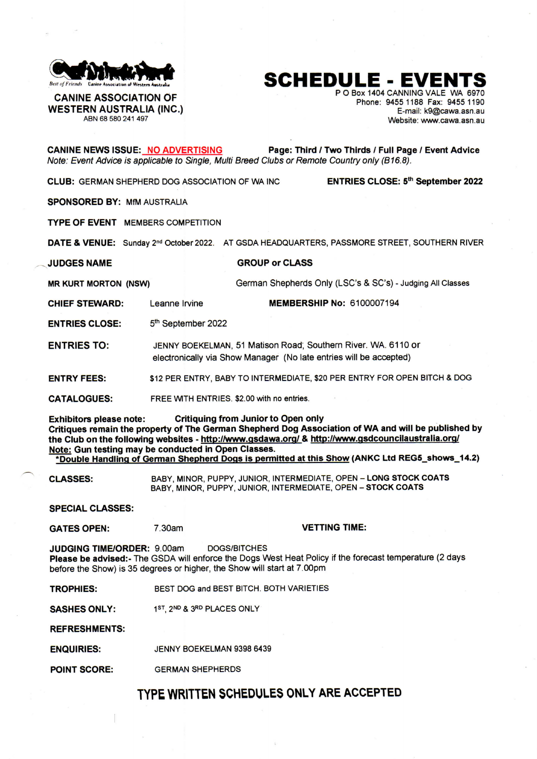Best of Friends Canine Association of Western Australia

**CANINE ASSOCIATION OF WESTERN AUSTRALIA (INC.)**
ABN 68 580 241 497

# SCHEDULE - EVENTS

P O Box 1404 CANNING VALE WA 6970
Phone: 9455 1188 Fax: 9455 1190
E-mail: k9@cawa.asn.au
Website: www.cawa.asn.au

**CANINE NEWS ISSUE:** **NO ADVERTISING** **Page: Third / Two Thirds / Full Page / Event Advice**
*Note: Event Advice is applicable to Single, Multi Breed Clubs or Remote Country only (B16.8).*

**CLUB:** GERMAN SHEPHERD DOG ASSOCIATION OF WA INC **ENTRIES CLOSE: 5th September 2022**

**SPONSORED BY:** MfM AUSTRALIA

**TYPE OF EVENT** MEMBERS COMPETITION

**DATE & VENUE:** Sunday 2nd October 2022. AT GSDA HEADQUARTERS, PASSMORE STREET, SOUTHERN RIVER

| JUDGES NAME | GROUP or CLASS |
|---|---|
| MR KURT MORTON (NSW) | German Shepherds Only (LSC's & SC's) - Judging All Classes |

**CHIEF STEWARD:** Leanne Irvine **MEMBERSHIP No:** 6100007194

**ENTRIES CLOSE:** 5th September 2022

**ENTRIES TO:** JENNY BOEKELMAN, 51 Matison Road; Southern River. WA. 6110 or electronically via Show Manager (No late entries will be accepted)

**ENTRY FEES:** $12 PER ENTRY, BABY TO INTERMEDIATE, $20 PER ENTRY FOR OPEN BITCH & DOG

**CATALOGUES:** FREE WITH ENTRIES. $2.00 with no entries.

**Exhibitors please note: Critiquing from Junior to Open only**
**Critiques remain the property of The German Shepherd Dog Association of WA and will be published by the Club on the following websites - http://www.gsdawa.org/ & http://www.gsdcouncilaustralia.org/**
**Note: Gun testing may be conducted in Open Classes.**
**\*Double Handling of German Shepherd Dogs is permitted at this Show (ANKC Ltd REG5_shows_14.2)**

**CLASSES:** BABY, MINOR, PUPPY, JUNIOR, INTERMEDIATE, OPEN – **LONG STOCK COATS**
BABY, MINOR, PUPPY, JUNIOR, INTERMEDIATE, OPEN – **STOCK COATS**

**SPECIAL CLASSES:**

**GATES OPEN:** 7.30am **VETTING TIME:**

**JUDGING TIME/ORDER:** 9.00am DOGS/BITCHES
**Please be advised:-** The GSDA will enforce the Dogs West Heat Policy if the forecast temperature (2 days before the Show) is 35 degrees or higher, the Show will start at 7.00pm

**TROPHIES:** BEST DOG and BEST BITCH. BOTH VARIETIES

**SASHES ONLY:** 1ST, 2ND & 3RD PLACES ONLY

**REFRESHMENTS:**

**ENQUIRIES:** JENNY BOEKELMAN 9398 6439

**POINT SCORE:** GERMAN SHEPHERDS

## TYPE WRITTEN SCHEDULES ONLY ARE ACCEPTED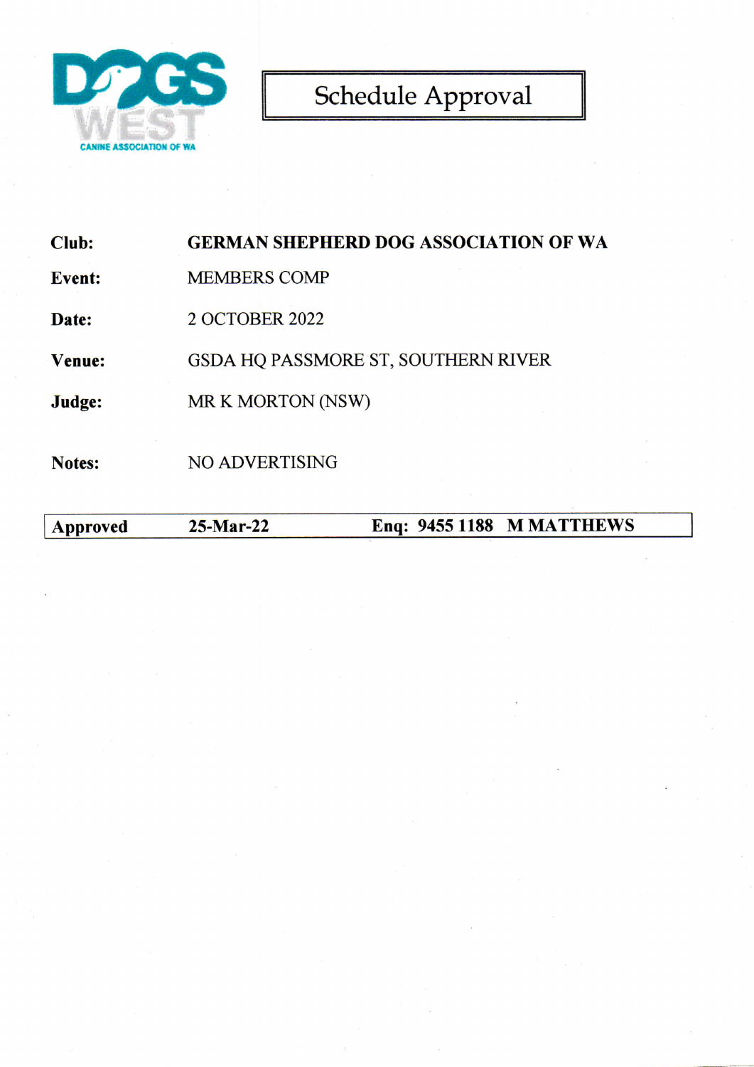DOGS WEST
CANINE ASSOCIATION OF WA

# Schedule Approval

| | |
|---|---|
| **Club:** | **GERMAN SHEPHERD DOG ASSOCIATION OF WA** |
| **Event:** | MEMBERS COMP |
| **Date:** | 2 OCTOBER 2022 |
| **Venue:** | GSDA HQ PASSMORE ST, SOUTHERN RIVER |
| **Judge:** | MR K MORTON (NSW) |
| **Notes:** | NO ADVERTISING |

| | | |
|---|---|---|
| **Approved** | **25-Mar-22** | **Enq: 9455 1188 M MATTHEWS** |